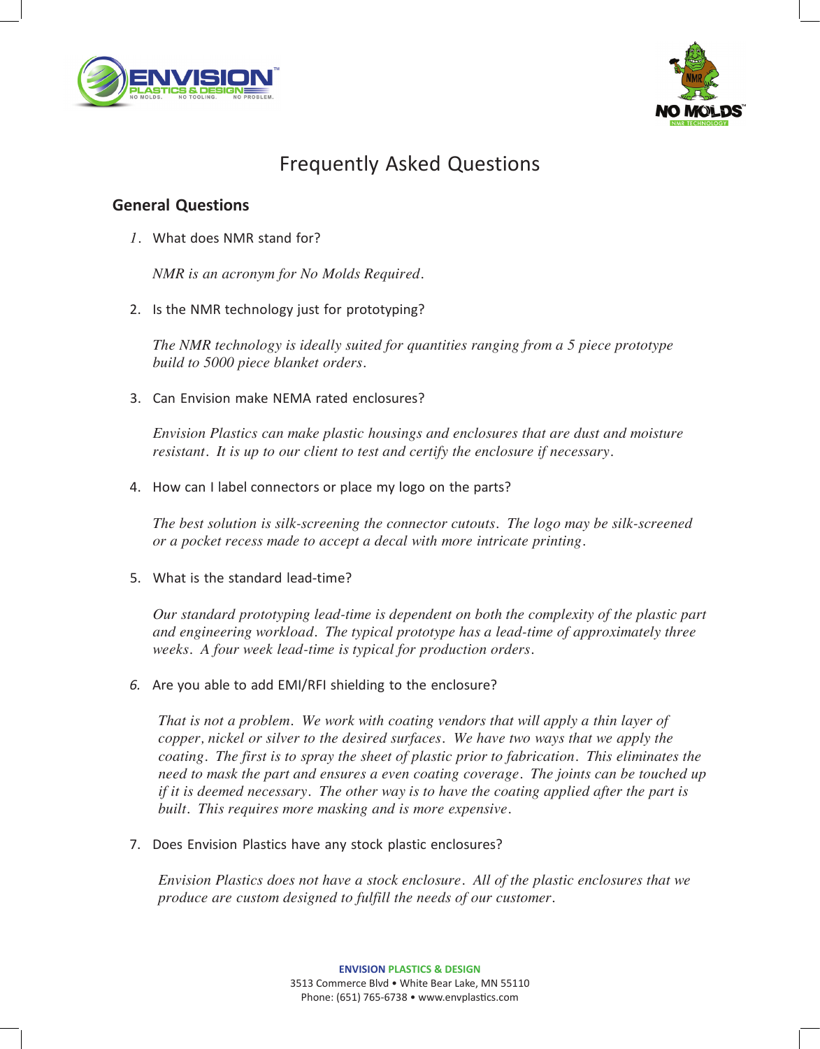# Frequently Asked Questions

## General Questions

1. What does NMR stand for?

   *NMR is an acronym for No Molds Required.*

2. Is the NMR technology just for prototyping?

   *The NMR technology is ideally suited for quantities ranging from a 5 piece prototype build to 5000 piece blanket orders.*

3. Can Envision make NEMA rated enclosures?

   *Envision Plastics can make plastic housings and enclosures that are dust and moisture resistant. It is up to our client to test and certify the enclosure if necessary.*

4. How can I label connectors or place my logo on the parts?

   *The best solution is silk-screening the connector cutouts. The logo may be silk-screened or a pocket recess made to accept a decal with more intricate printing.*

5. What is the standard lead-time?

   *Our standard prototyping lead-time is dependent on both the complexity of the plastic part and engineering workload. The typical prototype has a lead-time of approximately three weeks. A four week lead-time is typical for production orders.*

6. Are you able to add EMI/RFI shielding to the enclosure?

   *That is not a problem. We work with coating vendors that will apply a thin layer of copper, nickel or silver to the desired surfaces. We have two ways that we apply the coating. The first is to spray the sheet of plastic prior to fabrication. This eliminates the need to mask the part and ensures a even coating coverage. The joints can be touched up if it is deemed necessary. The other way is to have the coating applied after the part is built. This requires more masking and is more expensive.*

7. Does Envision Plastics have any stock plastic enclosures?

   *Envision Plastics does not have a stock enclosure. All of the plastic enclosures that we produce are custom designed to fulfill the needs of our customer.*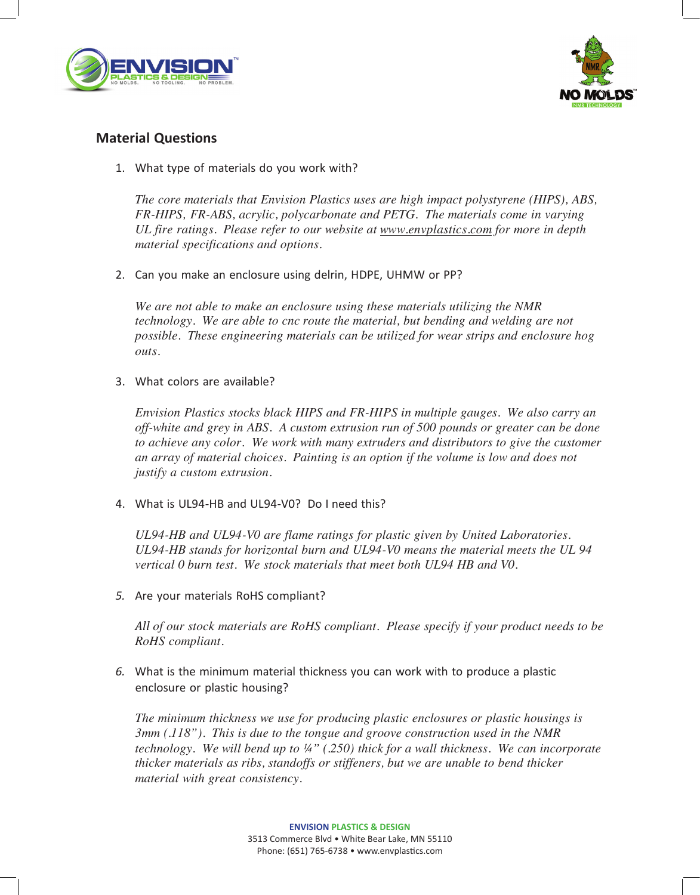## Material Questions

1. What type of materials do you work with?

   *The core materials that Envision Plastics uses are high impact polystyrene (HIPS), ABS, FR-HIPS, FR-ABS, acrylic, polycarbonate and PETG. The materials come in varying UL fire ratings. Please refer to our website at www.envplastics.com for more in depth material specifications and options.*

2. Can you make an enclosure using delrin, HDPE, UHMW or PP?

   *We are not able to make an enclosure using these materials utilizing the NMR technology. We are able to cnc route the material, but bending and welding are not possible. These engineering materials can be utilized for wear strips and enclosure hog outs.*

3. What colors are available?

   *Envision Plastics stocks black HIPS and FR-HIPS in multiple gauges. We also carry an off-white and grey in ABS. A custom extrusion run of 500 pounds or greater can be done to achieve any color. We work with many extruders and distributors to give the customer an array of material choices. Painting is an option if the volume is low and does not justify a custom extrusion.*

4. What is UL94-HB and UL94-V0? Do I need this?

   *UL94-HB and UL94-V0 are flame ratings for plastic given by United Laboratories. UL94-HB stands for horizontal burn and UL94-V0 means the material meets the UL 94 vertical 0 burn test. We stock materials that meet both UL94 HB and V0.*

5. Are your materials RoHS compliant?

   *All of our stock materials are RoHS compliant. Please specify if your product needs to be RoHS compliant.*

6. What is the minimum material thickness you can work with to produce a plastic enclosure or plastic housing?

   *The minimum thickness we use for producing plastic enclosures or plastic housings is 3mm (.118"). This is due to the tongue and groove construction used in the NMR technology. We will bend up to ¼" (.250) thick for a wall thickness. We can incorporate thicker materials as ribs, standoffs or stiffeners, but we are unable to bend thicker material with great consistency.*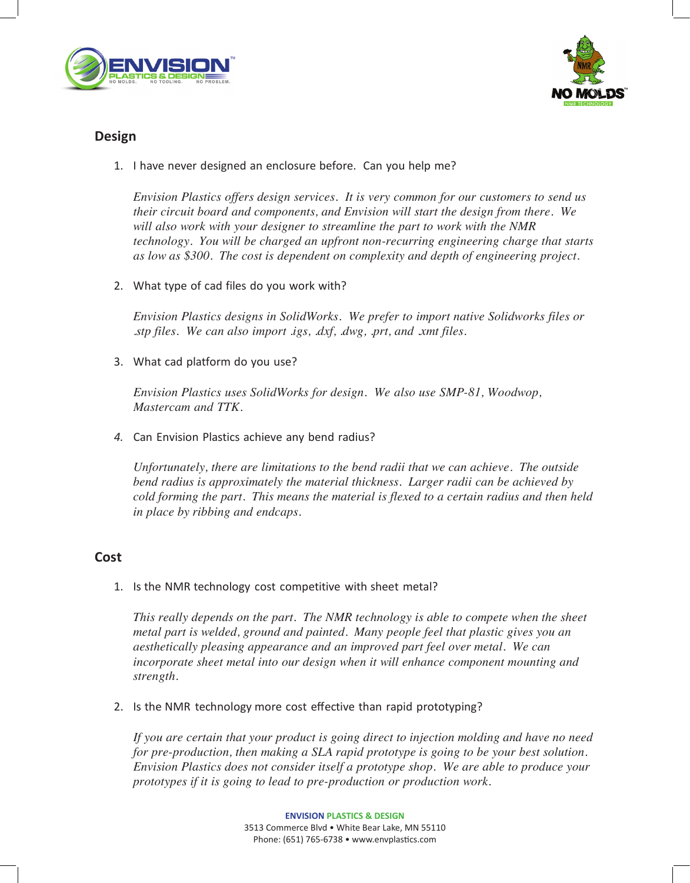## Design

1. I have never designed an enclosure before. Can you help me?

   *Envision Plastics offers design services. It is very common for our customers to send us their circuit board and components, and Envision will start the design from there. We will also work with your designer to streamline the part to work with the NMR technology. You will be charged an upfront non-recurring engineering charge that starts as low as $300. The cost is dependent on complexity and depth of engineering project.*

2. What type of cad files do you work with?

   *Envision Plastics designs in SolidWorks. We prefer to import native Solidworks files or .stp files. We can also import .igs, .dxf, .dwg, .prt, and .xmt files.*

3. What cad platform do you use?

   *Envision Plastics uses SolidWorks for design. We also use SMP-81, Woodwop, Mastercam and TTK.*

4. Can Envision Plastics achieve any bend radius?

   *Unfortunately, there are limitations to the bend radii that we can achieve. The outside bend radius is approximately the material thickness. Larger radii can be achieved by cold forming the part. This means the material is flexed to a certain radius and then held in place by ribbing and endcaps.*

## Cost

1. Is the NMR technology cost competitive with sheet metal?

   *This really depends on the part. The NMR technology is able to compete when the sheet metal part is welded, ground and painted. Many people feel that plastic gives you an aesthetically pleasing appearance and an improved part feel over metal. We can incorporate sheet metal into our design when it will enhance component mounting and strength.*

2. Is the NMR technology more cost effective than rapid prototyping?

   *If you are certain that your product is going direct to injection molding and have no need for pre-production, then making a SLA rapid prototype is going to be your best solution. Envision Plastics does not consider itself a prototype shop. We are able to produce your prototypes if it is going to lead to pre-production or production work.*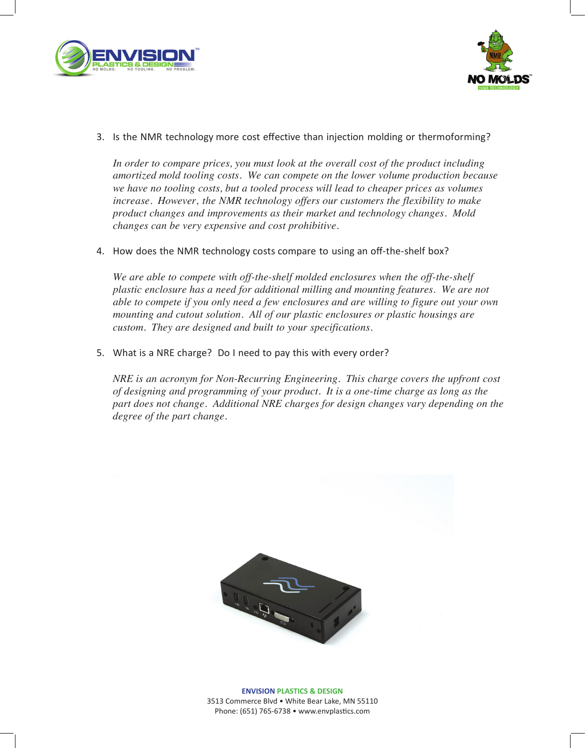3. Is the NMR technology more cost effective than injection molding or thermoforming?

   *In order to compare prices, you must look at the overall cost of the product including amortized mold tooling costs. We can compete on the lower volume production because we have no tooling costs, but a tooled process will lead to cheaper prices as volumes increase. However, the NMR technology offers our customers the flexibility to make product changes and improvements as their market and technology changes. Mold changes can be very expensive and cost prohibitive.*

4. How does the NMR technology costs compare to using an off-the-shelf box?

   *We are able to compete with off-the-shelf molded enclosures when the off-the-shelf plastic enclosure has a need for additional milling and mounting features. We are not able to compete if you only need a few enclosures and are willing to figure out your own mounting and cutout solution. All of our plastic enclosures or plastic housings are custom. They are designed and built to your specifications.*

5. What is a NRE charge? Do I need to pay this with every order?

   *NRE is an acronym for Non-Recurring Engineering. This charge covers the upfront cost of designing and programming of your product. It is a one-time charge as long as the part does not change. Additional NRE charges for design changes vary depending on the degree of the part change.*

**ENVISION PLASTICS & DESIGN**
3513 Commerce Blvd • White Bear Lake, MN 55110
Phone: (651) 765-6738 • www.envplastics.com